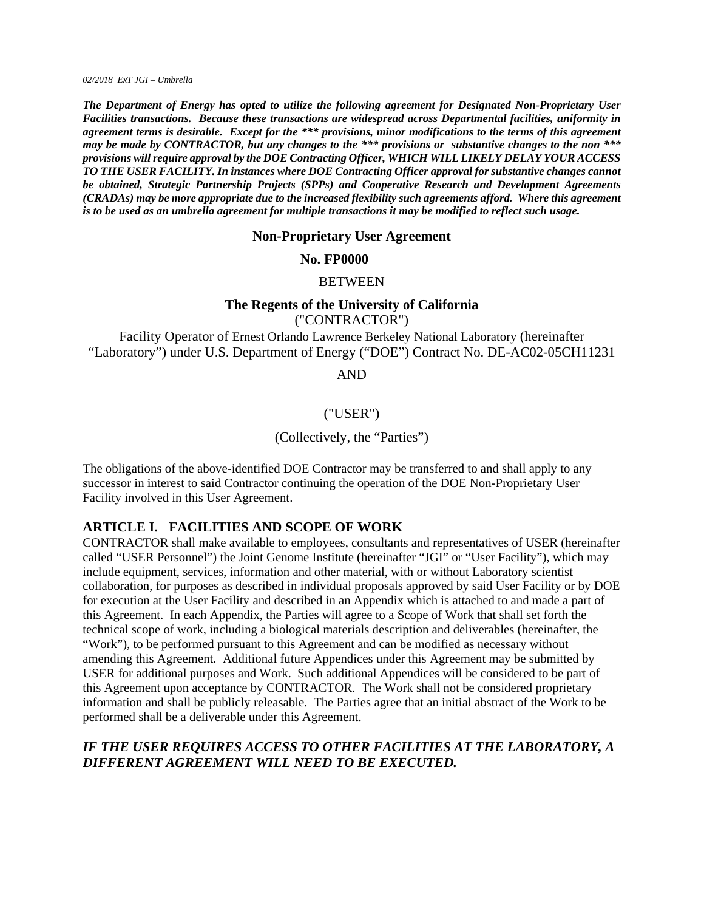*02/2018 ExT JGI – Umbrella*

***The Department of Energy has opted to utilize the following agreement for Designated Non-Proprietary User Facilities transactions. Because these transactions are widespread across Departmental facilities, uniformity in agreement terms is desirable. Except for the *** provisions, minor modifications to the terms of this agreement may be made by CONTRACTOR, but any changes to the *** provisions or substantive changes to the non *** provisions will require approval by the DOE Contracting Officer, WHICH WILL LIKELY DELAY YOUR ACCESS TO THE USER FACILITY. In instances where DOE Contracting Officer approval for substantive changes cannot be obtained, Strategic Partnership Projects (SPPs) and Cooperative Research and Development Agreements (CRADAs) may be more appropriate due to the increased flexibility such agreements afford. Where this agreement is to be used as an umbrella agreement for multiple transactions it may be modified to reflect such usage.***

**Non-Proprietary User Agreement**

**No. FP0000**

BETWEEN

**The Regents of the University of California**

("CONTRACTOR")

Facility Operator of Ernest Orlando Lawrence Berkeley National Laboratory (hereinafter "Laboratory") under U.S. Department of Energy ("DOE") Contract No. DE-AC02-05CH11231

AND

("USER")

(Collectively, the "Parties")

The obligations of the above-identified DOE Contractor may be transferred to and shall apply to any successor in interest to said Contractor continuing the operation of the DOE Non-Proprietary User Facility involved in this User Agreement.

## ARTICLE I. FACILITIES AND SCOPE OF WORK

CONTRACTOR shall make available to employees, consultants and representatives of USER (hereinafter called "USER Personnel") the Joint Genome Institute (hereinafter "JGI" or "User Facility"), which may include equipment, services, information and other material, with or without Laboratory scientist collaboration, for purposes as described in individual proposals approved by said User Facility or by DOE for execution at the User Facility and described in an Appendix which is attached to and made a part of this Agreement. In each Appendix, the Parties will agree to a Scope of Work that shall set forth the technical scope of work, including a biological materials description and deliverables (hereinafter, the "Work"), to be performed pursuant to this Agreement and can be modified as necessary without amending this Agreement. Additional future Appendices under this Agreement may be submitted by USER for additional purposes and Work. Such additional Appendices will be considered to be part of this Agreement upon acceptance by CONTRACTOR. The Work shall not be considered proprietary information and shall be publicly releasable. The Parties agree that an initial abstract of the Work to be performed shall be a deliverable under this Agreement.

### *IF THE USER REQUIRES ACCESS TO OTHER FACILITIES AT THE LABORATORY, A DIFFERENT AGREEMENT WILL NEED TO BE EXECUTED.*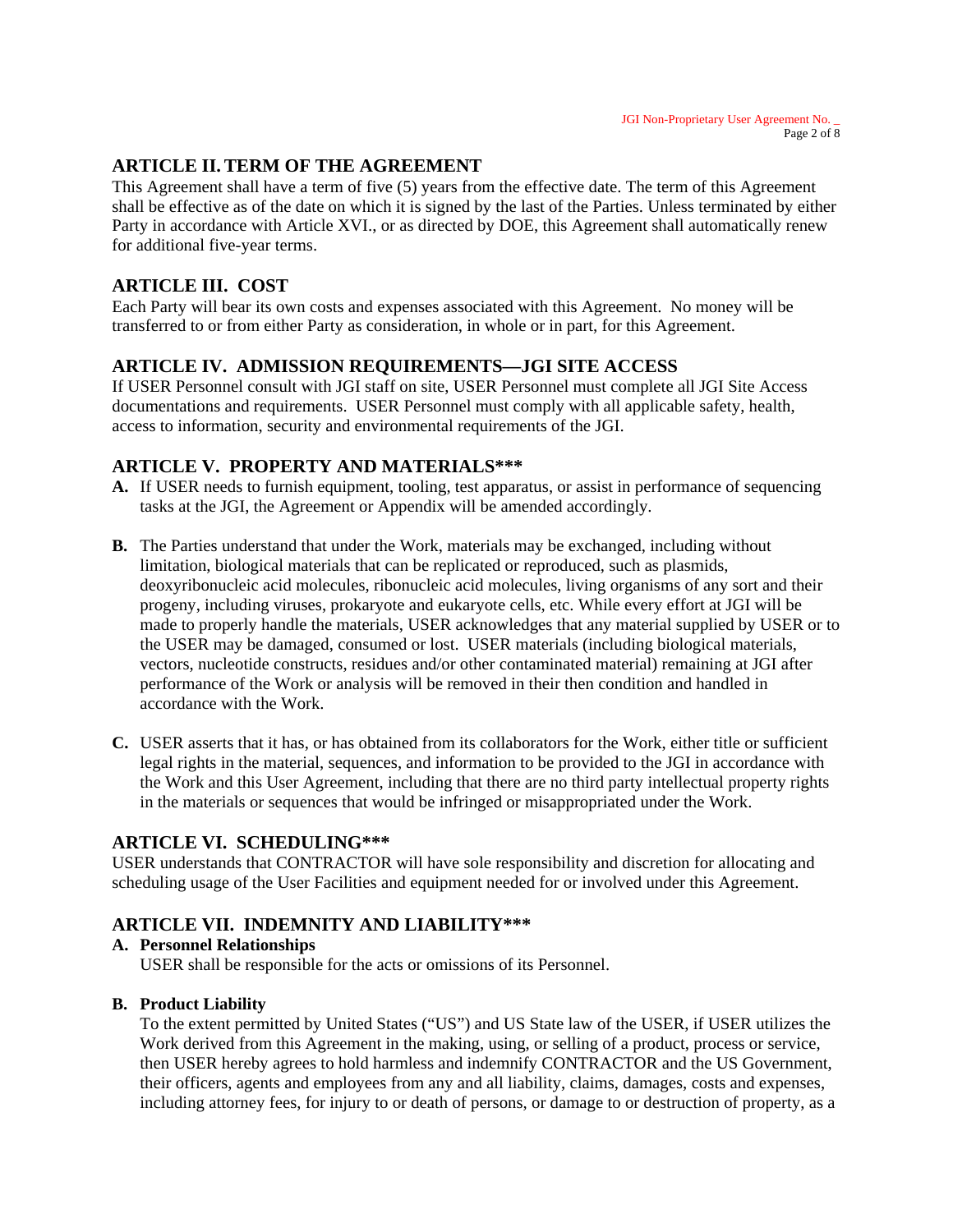## ARTICLE II. TERM OF THE AGREEMENT

This Agreement shall have a term of five (5) years from the effective date. The term of this Agreement shall be effective as of the date on which it is signed by the last of the Parties. Unless terminated by either Party in accordance with Article XVI., or as directed by DOE, this Agreement shall automatically renew for additional five-year terms.

## ARTICLE III. COST

Each Party will bear its own costs and expenses associated with this Agreement. No money will be transferred to or from either Party as consideration, in whole or in part, for this Agreement.

## ARTICLE IV. ADMISSION REQUIREMENTS—JGI SITE ACCESS

If USER Personnel consult with JGI staff on site, USER Personnel must complete all JGI Site Access documentations and requirements. USER Personnel must comply with all applicable safety, health, access to information, security and environmental requirements of the JGI.

## ARTICLE V. PROPERTY AND MATERIALS***

**A.** If USER needs to furnish equipment, tooling, test apparatus, or assist in performance of sequencing tasks at the JGI, the Agreement or Appendix will be amended accordingly.

**B.** The Parties understand that under the Work, materials may be exchanged, including without limitation, biological materials that can be replicated or reproduced, such as plasmids, deoxyribonucleic acid molecules, ribonucleic acid molecules, living organisms of any sort and their progeny, including viruses, prokaryote and eukaryote cells, etc. While every effort at JGI will be made to properly handle the materials, USER acknowledges that any material supplied by USER or to the USER may be damaged, consumed or lost. USER materials (including biological materials, vectors, nucleotide constructs, residues and/or other contaminated material) remaining at JGI after performance of the Work or analysis will be removed in their then condition and handled in accordance with the Work.

**C.** USER asserts that it has, or has obtained from its collaborators for the Work, either title or sufficient legal rights in the material, sequences, and information to be provided to the JGI in accordance with the Work and this User Agreement, including that there are no third party intellectual property rights in the materials or sequences that would be infringed or misappropriated under the Work.

## ARTICLE VI. SCHEDULING***

USER understands that CONTRACTOR will have sole responsibility and discretion for allocating and scheduling usage of the User Facilities and equipment needed for or involved under this Agreement.

## ARTICLE VII. INDEMNITY AND LIABILITY***

**A. Personnel Relationships**

USER shall be responsible for the acts or omissions of its Personnel.

**B. Product Liability**

To the extent permitted by United States ("US") and US State law of the USER, if USER utilizes the Work derived from this Agreement in the making, using, or selling of a product, process or service, then USER hereby agrees to hold harmless and indemnify CONTRACTOR and the US Government, their officers, agents and employees from any and all liability, claims, damages, costs and expenses, including attorney fees, for injury to or death of persons, or damage to or destruction of property, as a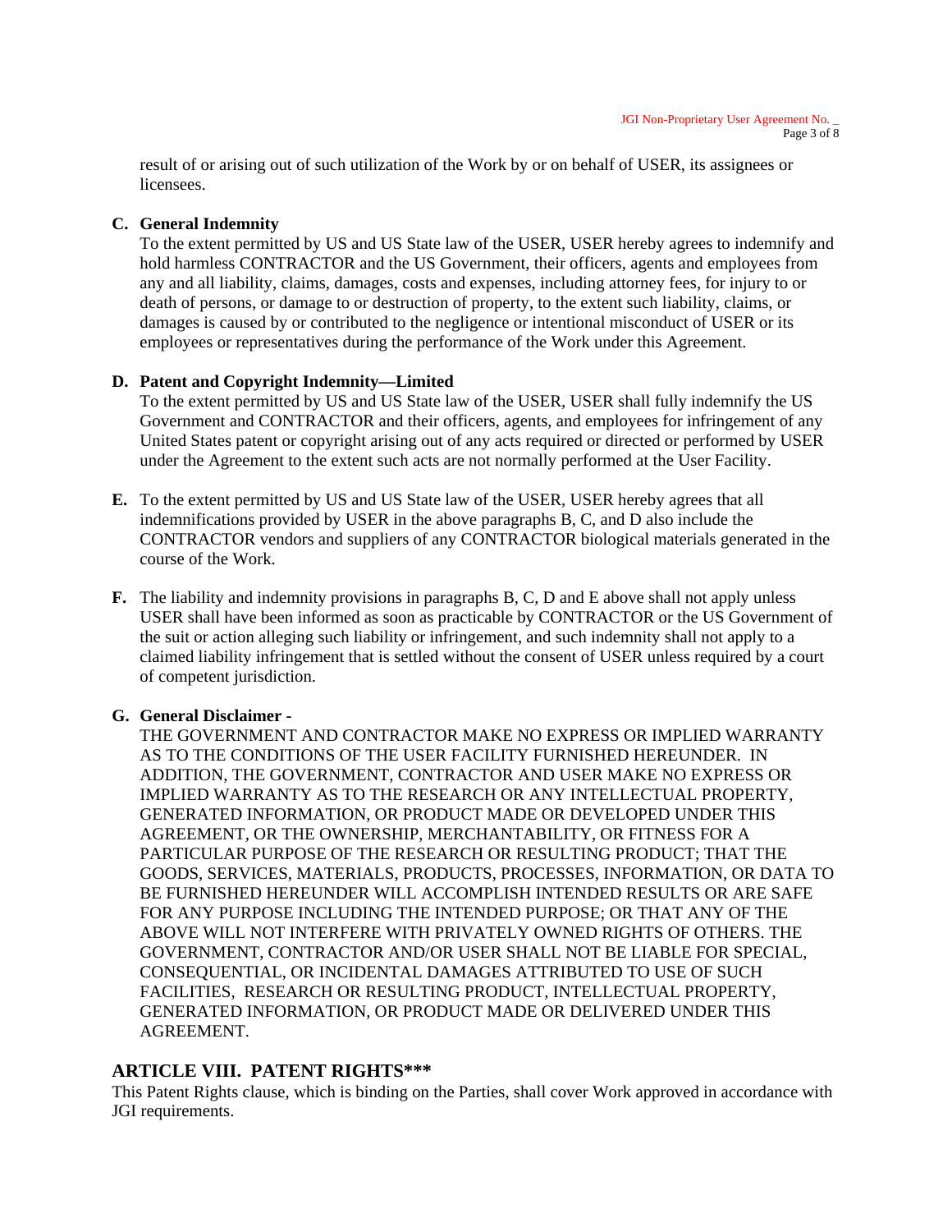result of or arising out of such utilization of the Work by or on behalf of USER, its assignees or licensees.

**C. General Indemnity**

To the extent permitted by US and US State law of the USER, USER hereby agrees to indemnify and hold harmless CONTRACTOR and the US Government, their officers, agents and employees from any and all liability, claims, damages, costs and expenses, including attorney fees, for injury to or death of persons, or damage to or destruction of property, to the extent such liability, claims, or damages is caused by or contributed to the negligence or intentional misconduct of USER or its employees or representatives during the performance of the Work under this Agreement.

**D. Patent and Copyright Indemnity—Limited**

To the extent permitted by US and US State law of the USER, USER shall fully indemnify the US Government and CONTRACTOR and their officers, agents, and employees for infringement of any United States patent or copyright arising out of any acts required or directed or performed by USER under the Agreement to the extent such acts are not normally performed at the User Facility.

**E.** To the extent permitted by US and US State law of the USER, USER hereby agrees that all indemnifications provided by USER in the above paragraphs B, C, and D also include the CONTRACTOR vendors and suppliers of any CONTRACTOR biological materials generated in the course of the Work.

**F.** The liability and indemnity provisions in paragraphs B, C, D and E above shall not apply unless USER shall have been informed as soon as practicable by CONTRACTOR or the US Government of the suit or action alleging such liability or infringement, and such indemnity shall not apply to a claimed liability infringement that is settled without the consent of USER unless required by a court of competent jurisdiction.

**G. General Disclaimer -**

THE GOVERNMENT AND CONTRACTOR MAKE NO EXPRESS OR IMPLIED WARRANTY AS TO THE CONDITIONS OF THE USER FACILITY FURNISHED HEREUNDER. IN ADDITION, THE GOVERNMENT, CONTRACTOR AND USER MAKE NO EXPRESS OR IMPLIED WARRANTY AS TO THE RESEARCH OR ANY INTELLECTUAL PROPERTY, GENERATED INFORMATION, OR PRODUCT MADE OR DEVELOPED UNDER THIS AGREEMENT, OR THE OWNERSHIP, MERCHANTABILITY, OR FITNESS FOR A PARTICULAR PURPOSE OF THE RESEARCH OR RESULTING PRODUCT; THAT THE GOODS, SERVICES, MATERIALS, PRODUCTS, PROCESSES, INFORMATION, OR DATA TO BE FURNISHED HEREUNDER WILL ACCOMPLISH INTENDED RESULTS OR ARE SAFE FOR ANY PURPOSE INCLUDING THE INTENDED PURPOSE; OR THAT ANY OF THE ABOVE WILL NOT INTERFERE WITH PRIVATELY OWNED RIGHTS OF OTHERS. THE GOVERNMENT, CONTRACTOR AND/OR USER SHALL NOT BE LIABLE FOR SPECIAL, CONSEQUENTIAL, OR INCIDENTAL DAMAGES ATTRIBUTED TO USE OF SUCH FACILITIES, RESEARCH OR RESULTING PRODUCT, INTELLECTUAL PROPERTY, GENERATED INFORMATION, OR PRODUCT MADE OR DELIVERED UNDER THIS AGREEMENT.

## ARTICLE VIII. PATENT RIGHTS***

This Patent Rights clause, which is binding on the Parties, shall cover Work approved in accordance with JGI requirements.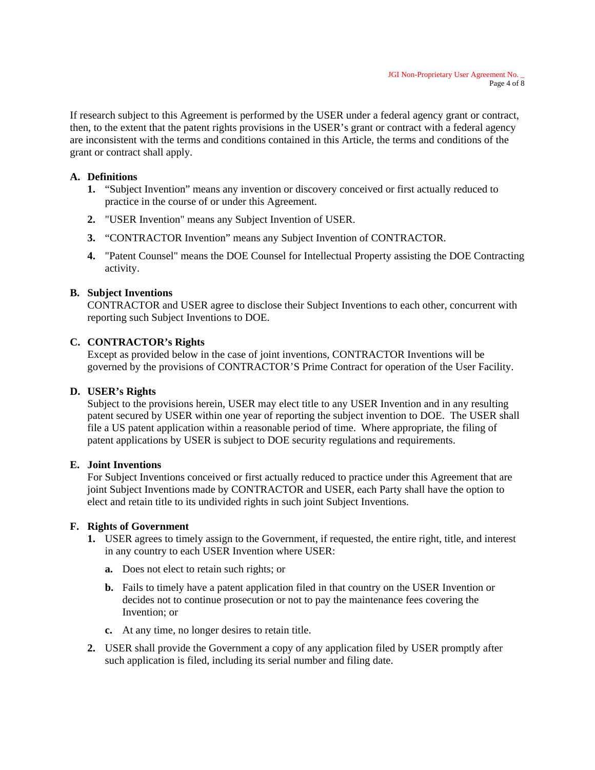If research subject to this Agreement is performed by the USER under a federal agency grant or contract, then, to the extent that the patent rights provisions in the USER's grant or contract with a federal agency are inconsistent with the terms and conditions contained in this Article, the terms and conditions of the grant or contract shall apply.

**A. Definitions**

1. "Subject Invention" means any invention or discovery conceived or first actually reduced to practice in the course of or under this Agreement.
2. "USER Invention" means any Subject Invention of USER.
3. "CONTRACTOR Invention" means any Subject Invention of CONTRACTOR.
4. "Patent Counsel" means the DOE Counsel for Intellectual Property assisting the DOE Contracting activity.

**B. Subject Inventions**

CONTRACTOR and USER agree to disclose their Subject Inventions to each other, concurrent with reporting such Subject Inventions to DOE.

**C. CONTRACTOR's Rights**

Except as provided below in the case of joint inventions, CONTRACTOR Inventions will be governed by the provisions of CONTRACTOR'S Prime Contract for operation of the User Facility.

**D. USER's Rights**

Subject to the provisions herein, USER may elect title to any USER Invention and in any resulting patent secured by USER within one year of reporting the subject invention to DOE. The USER shall file a US patent application within a reasonable period of time. Where appropriate, the filing of patent applications by USER is subject to DOE security regulations and requirements.

**E. Joint Inventions**

For Subject Inventions conceived or first actually reduced to practice under this Agreement that are joint Subject Inventions made by CONTRACTOR and USER, each Party shall have the option to elect and retain title to its undivided rights in such joint Subject Inventions.

**F. Rights of Government**

1. USER agrees to timely assign to the Government, if requested, the entire right, title, and interest in any country to each USER Invention where USER:
   a. Does not elect to retain such rights; or
   b. Fails to timely have a patent application filed in that country on the USER Invention or decides not to continue prosecution or not to pay the maintenance fees covering the Invention; or
   c. At any time, no longer desires to retain title.
2. USER shall provide the Government a copy of any application filed by USER promptly after such application is filed, including its serial number and filing date.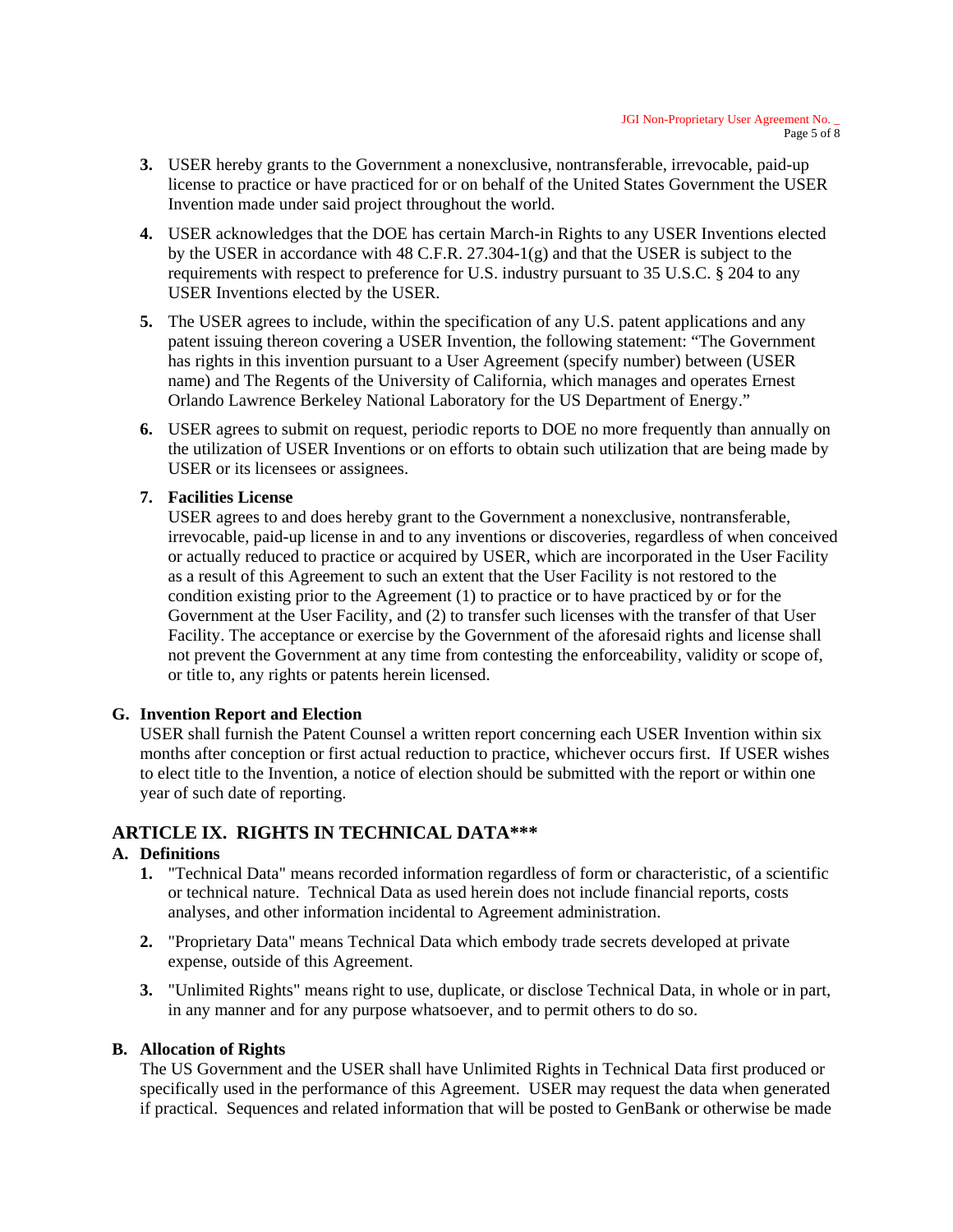3. USER hereby grants to the Government a nonexclusive, nontransferable, irrevocable, paid-up license to practice or have practiced for or on behalf of the United States Government the USER Invention made under said project throughout the world.

4. USER acknowledges that the DOE has certain March-in Rights to any USER Inventions elected by the USER in accordance with 48 C.F.R. 27.304-1(g) and that the USER is subject to the requirements with respect to preference for U.S. industry pursuant to 35 U.S.C. § 204 to any USER Inventions elected by the USER.

5. The USER agrees to include, within the specification of any U.S. patent applications and any patent issuing thereon covering a USER Invention, the following statement: "The Government has rights in this invention pursuant to a User Agreement (specify number) between (USER name) and The Regents of the University of California, which manages and operates Ernest Orlando Lawrence Berkeley National Laboratory for the US Department of Energy."

6. USER agrees to submit on request, periodic reports to DOE no more frequently than annually on the utilization of USER Inventions or on efforts to obtain such utilization that are being made by USER or its licensees or assignees.

7. **Facilities License**
   USER agrees to and does hereby grant to the Government a nonexclusive, nontransferable, irrevocable, paid-up license in and to any inventions or discoveries, regardless of when conceived or actually reduced to practice or acquired by USER, which are incorporated in the User Facility as a result of this Agreement to such an extent that the User Facility is not restored to the condition existing prior to the Agreement (1) to practice or to have practiced by or for the Government at the User Facility, and (2) to transfer such licenses with the transfer of that User Facility. The acceptance or exercise by the Government of the aforesaid rights and license shall not prevent the Government at any time from contesting the enforceability, validity or scope of, or title to, any rights or patents herein licensed.

**G. Invention Report and Election**
USER shall furnish the Patent Counsel a written report concerning each USER Invention within six months after conception or first actual reduction to practice, whichever occurs first. If USER wishes to elect title to the Invention, a notice of election should be submitted with the report or within one year of such date of reporting.

## ARTICLE IX. RIGHTS IN TECHNICAL DATA***

**A. Definitions**

1. "Technical Data" means recorded information regardless of form or characteristic, of a scientific or technical nature. Technical Data as used herein does not include financial reports, costs analyses, and other information incidental to Agreement administration.

2. "Proprietary Data" means Technical Data which embody trade secrets developed at private expense, outside of this Agreement.

3. "Unlimited Rights" means right to use, duplicate, or disclose Technical Data, in whole or in part, in any manner and for any purpose whatsoever, and to permit others to do so.

**B. Allocation of Rights**
The US Government and the USER shall have Unlimited Rights in Technical Data first produced or specifically used in the performance of this Agreement. USER may request the data when generated if practical. Sequences and related information that will be posted to GenBank or otherwise be made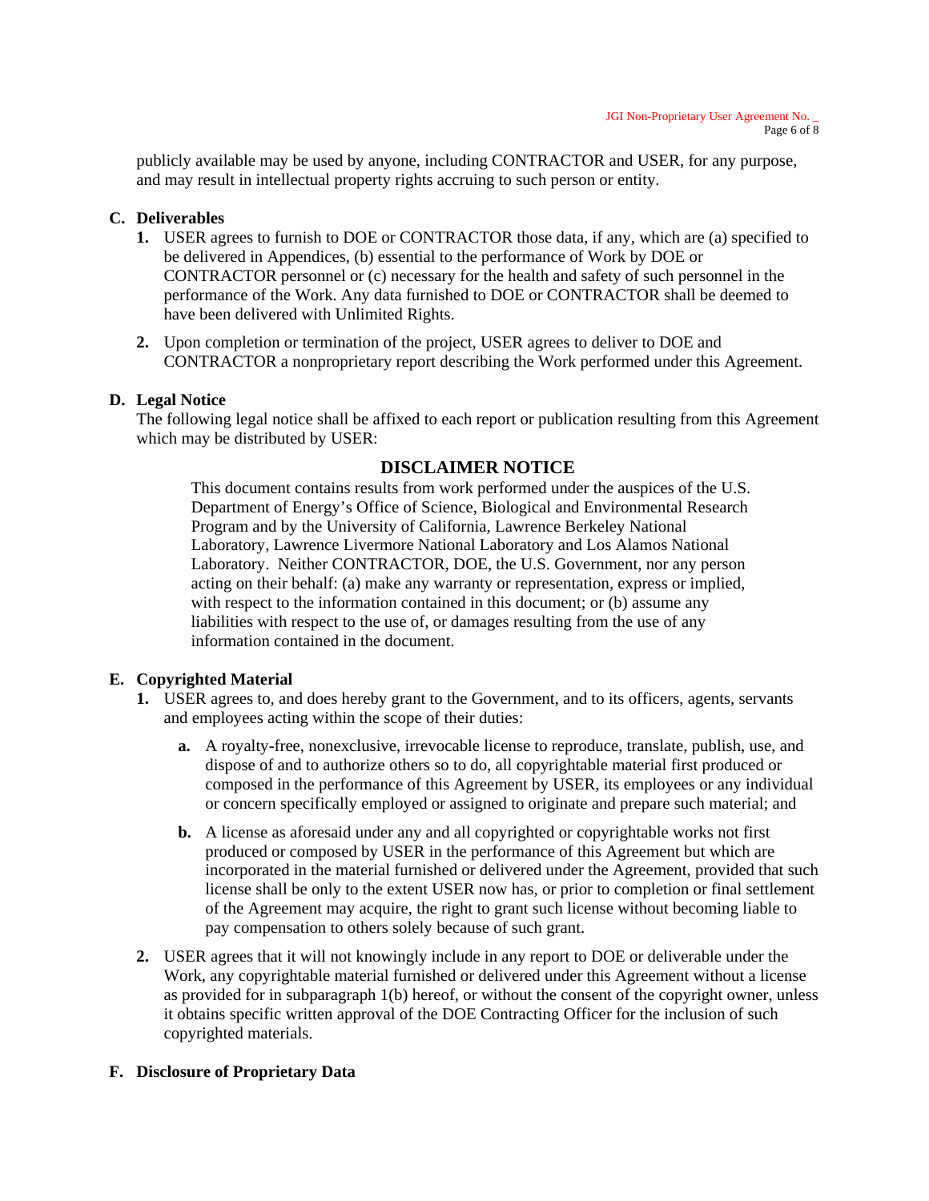publicly available may be used by anyone, including CONTRACTOR and USER, for any purpose, and may result in intellectual property rights accruing to such person or entity.

**C. Deliverables**

1. USER agrees to furnish to DOE or CONTRACTOR those data, if any, which are (a) specified to be delivered in Appendices, (b) essential to the performance of Work by DOE or CONTRACTOR personnel or (c) necessary for the health and safety of such personnel in the performance of the Work. Any data furnished to DOE or CONTRACTOR shall be deemed to have been delivered with Unlimited Rights.

2. Upon completion or termination of the project, USER agrees to deliver to DOE and CONTRACTOR a nonproprietary report describing the Work performed under this Agreement.

**D. Legal Notice**

The following legal notice shall be affixed to each report or publication resulting from this Agreement which may be distributed by USER:

**DISCLAIMER NOTICE**

> This document contains results from work performed under the auspices of the U.S. Department of Energy's Office of Science, Biological and Environmental Research Program and by the University of California, Lawrence Berkeley National Laboratory, Lawrence Livermore National Laboratory and Los Alamos National Laboratory. Neither CONTRACTOR, DOE, the U.S. Government, nor any person acting on their behalf: (a) make any warranty or representation, express or implied, with respect to the information contained in this document; or (b) assume any liabilities with respect to the use of, or damages resulting from the use of any information contained in the document.

**E. Copyrighted Material**

1. USER agrees to, and does hereby grant to the Government, and to its officers, agents, servants and employees acting within the scope of their duties:

   **a.** A royalty-free, nonexclusive, irrevocable license to reproduce, translate, publish, use, and dispose of and to authorize others so to do, all copyrightable material first produced or composed in the performance of this Agreement by USER, its employees or any individual or concern specifically employed or assigned to originate and prepare such material; and

   **b.** A license as aforesaid under any and all copyrighted or copyrightable works not first produced or composed by USER in the performance of this Agreement but which are incorporated in the material furnished or delivered under the Agreement, provided that such license shall be only to the extent USER now has, or prior to completion or final settlement of the Agreement may acquire, the right to grant such license without becoming liable to pay compensation to others solely because of such grant.

2. USER agrees that it will not knowingly include in any report to DOE or deliverable under the Work, any copyrightable material furnished or delivered under this Agreement without a license as provided for in subparagraph 1(b) hereof, or without the consent of the copyright owner, unless it obtains specific written approval of the DOE Contracting Officer for the inclusion of such copyrighted materials.

**F. Disclosure of Proprietary Data**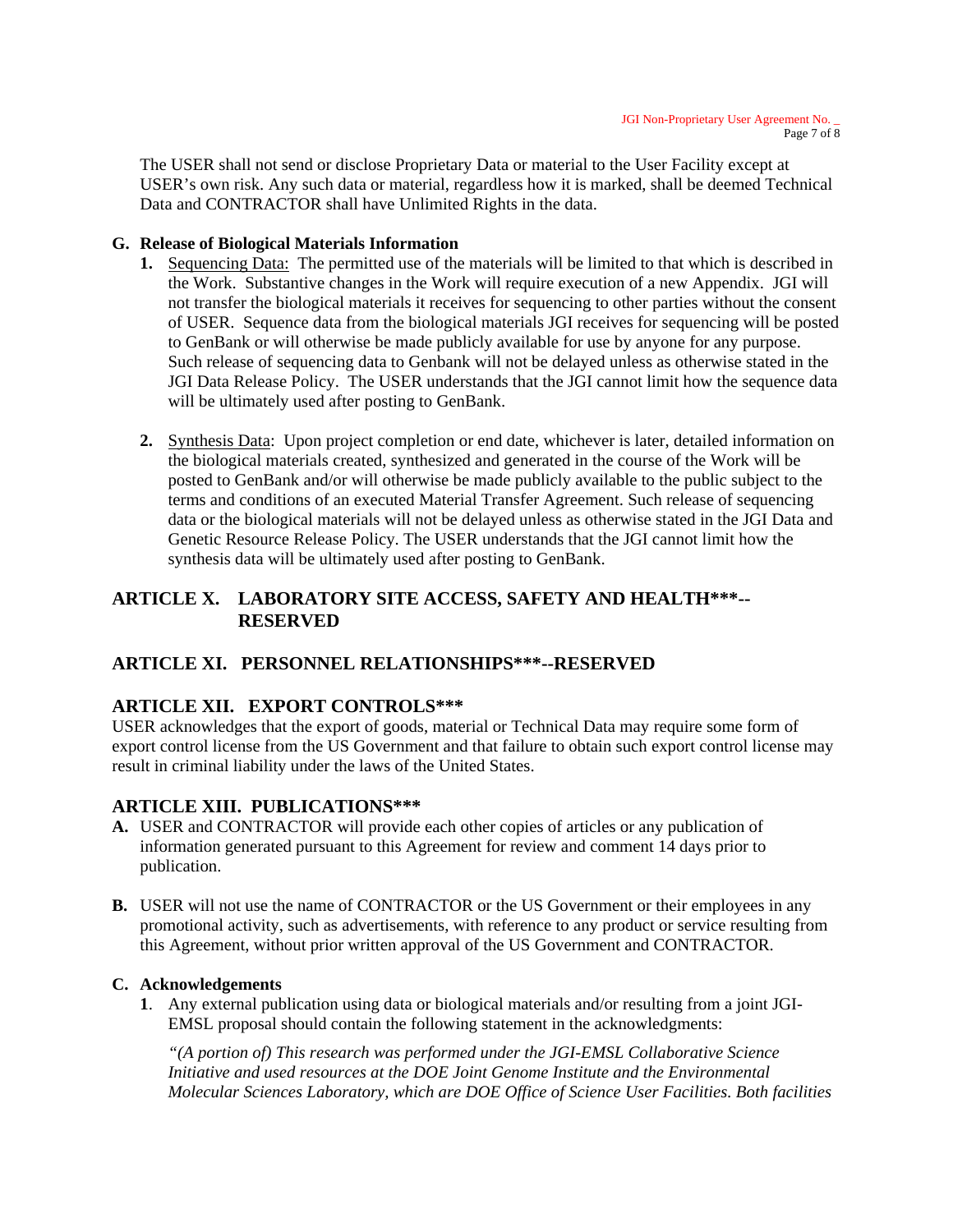The USER shall not send or disclose Proprietary Data or material to the User Facility except at USER's own risk. Any such data or material, regardless how it is marked, shall be deemed Technical Data and CONTRACTOR shall have Unlimited Rights in the data.

**G. Release of Biological Materials Information**

1. Sequencing Data: The permitted use of the materials will be limited to that which is described in the Work. Substantive changes in the Work will require execution of a new Appendix. JGI will not transfer the biological materials it receives for sequencing to other parties without the consent of USER. Sequence data from the biological materials JGI receives for sequencing will be posted to GenBank or will otherwise be made publicly available for use by anyone for any purpose. Such release of sequencing data to Genbank will not be delayed unless as otherwise stated in the JGI Data Release Policy. The USER understands that the JGI cannot limit how the sequence data will be ultimately used after posting to GenBank.

2. Synthesis Data: Upon project completion or end date, whichever is later, detailed information on the biological materials created, synthesized and generated in the course of the Work will be posted to GenBank and/or will otherwise be made publicly available to the public subject to the terms and conditions of an executed Material Transfer Agreement. Such release of sequencing data or the biological materials will not be delayed unless as otherwise stated in the JGI Data and Genetic Resource Release Policy. The USER understands that the JGI cannot limit how the synthesis data will be ultimately used after posting to GenBank.

## ARTICLE X. LABORATORY SITE ACCESS, SAFETY AND HEALTH***--RESERVED

## ARTICLE XI. PERSONNEL RELATIONSHIPS***--RESERVED

## ARTICLE XII. EXPORT CONTROLS***

USER acknowledges that the export of goods, material or Technical Data may require some form of export control license from the US Government and that failure to obtain such export control license may result in criminal liability under the laws of the United States.

## ARTICLE XIII. PUBLICATIONS***

**A.** USER and CONTRACTOR will provide each other copies of articles or any publication of information generated pursuant to this Agreement for review and comment 14 days prior to publication.

**B.** USER will not use the name of CONTRACTOR or the US Government or their employees in any promotional activity, such as advertisements, with reference to any product or service resulting from this Agreement, without prior written approval of the US Government and CONTRACTOR.

**C. Acknowledgements**

**1**. Any external publication using data or biological materials and/or resulting from a joint JGI-EMSL proposal should contain the following statement in the acknowledgments:

*"(A portion of) This research was performed under the JGI-EMSL Collaborative Science Initiative and used resources at the DOE Joint Genome Institute and the Environmental Molecular Sciences Laboratory, which are DOE Office of Science User Facilities. Both facilities*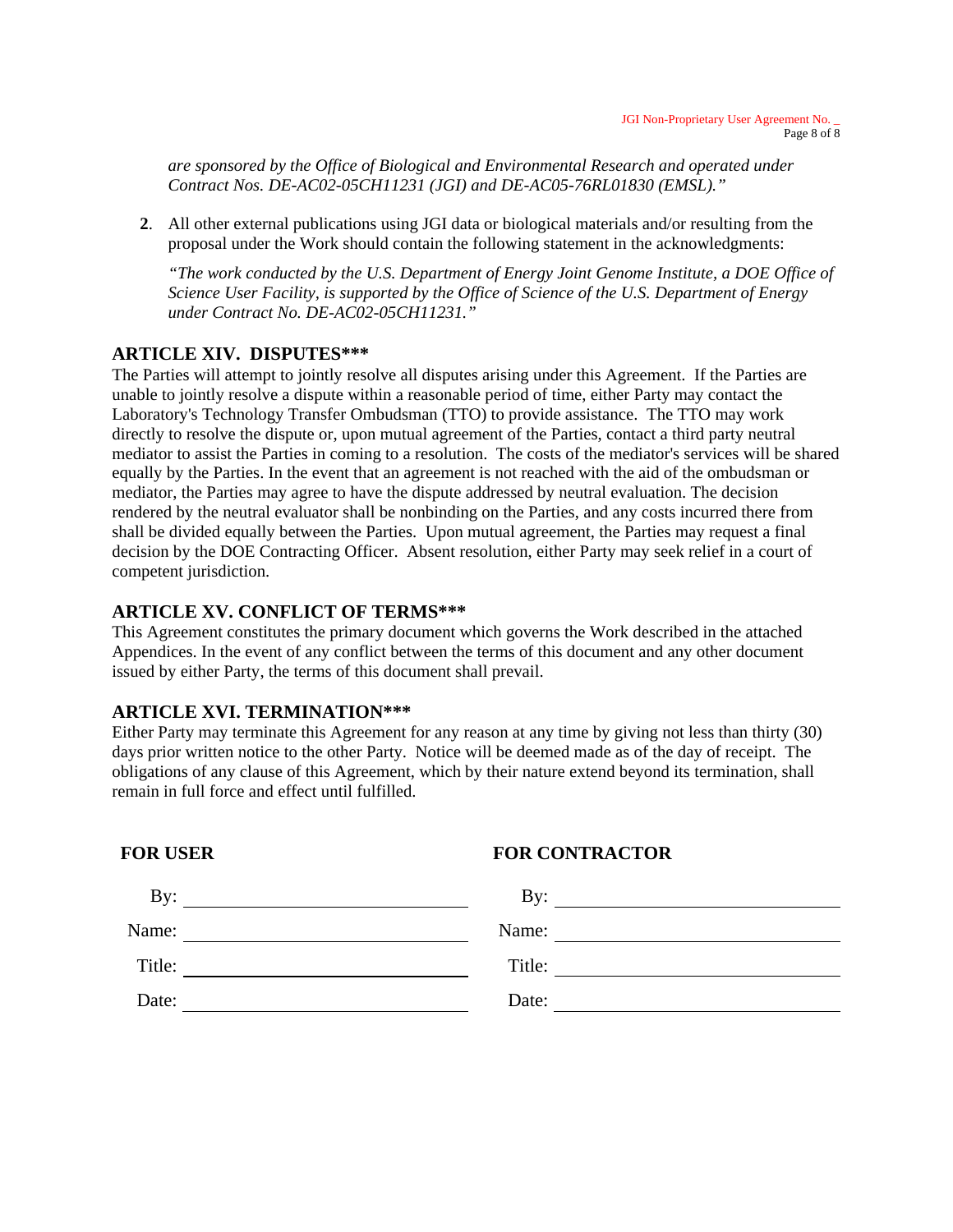*are sponsored by the Office of Biological and Environmental Research and operated under Contract Nos. DE-AC02-05CH11231 (JGI) and DE-AC05-76RL01830 (EMSL)."*

**2**. All other external publications using JGI data or biological materials and/or resulting from the proposal under the Work should contain the following statement in the acknowledgments:

*"The work conducted by the U.S. Department of Energy Joint Genome Institute, a DOE Office of Science User Facility, is supported by the Office of Science of the U.S. Department of Energy under Contract No. DE-AC02-05CH11231."*

## ARTICLE XIV. DISPUTES***

The Parties will attempt to jointly resolve all disputes arising under this Agreement. If the Parties are unable to jointly resolve a dispute within a reasonable period of time, either Party may contact the Laboratory's Technology Transfer Ombudsman (TTO) to provide assistance. The TTO may work directly to resolve the dispute or, upon mutual agreement of the Parties, contact a third party neutral mediator to assist the Parties in coming to a resolution. The costs of the mediator's services will be shared equally by the Parties. In the event that an agreement is not reached with the aid of the ombudsman or mediator, the Parties may agree to have the dispute addressed by neutral evaluation. The decision rendered by the neutral evaluator shall be nonbinding on the Parties, and any costs incurred there from shall be divided equally between the Parties. Upon mutual agreement, the Parties may request a final decision by the DOE Contracting Officer. Absent resolution, either Party may seek relief in a court of competent jurisdiction.

## ARTICLE XV. CONFLICT OF TERMS***

This Agreement constitutes the primary document which governs the Work described in the attached Appendices. In the event of any conflict between the terms of this document and any other document issued by either Party, the terms of this document shall prevail.

## ARTICLE XVI. TERMINATION***

Either Party may terminate this Agreement for any reason at any time by giving not less than thirty (30) days prior written notice to the other Party. Notice will be deemed made as of the day of receipt. The obligations of any clause of this Agreement, which by their nature extend beyond its termination, shall remain in full force and effect until fulfilled.

| FOR USER | | FOR CONTRACTOR | |
|---|---|---|---|
| By: | | By: | |
| Name: | | Name: | |
| Title: | | Title: | |
| Date: | | Date: | |